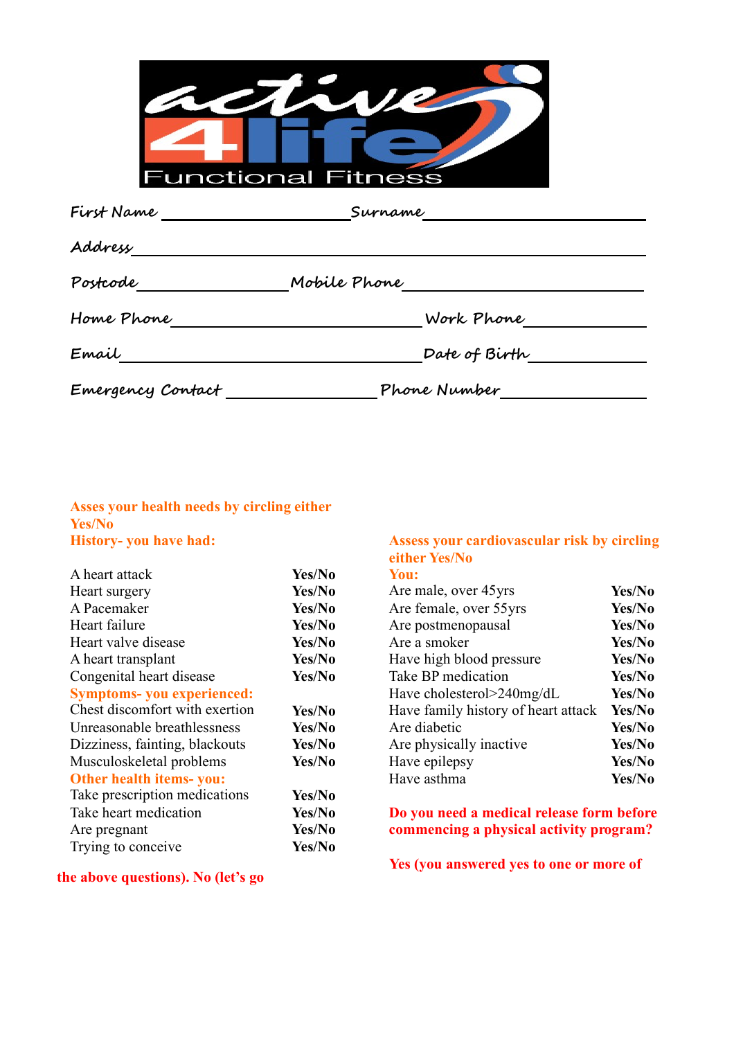# active 4 life Functional Fitness

First Name ____________________ Surname ____________________

Address ________________________________________

Postcode ______________ Mobile Phone ____________________

Home Phone ____________________ Work Phone ______________

Email ____________________ Date of Birth ______________

Emergency Contact ______________ Phone Number ______________

**Asses your health needs by circling either Yes/No**

**History- you have had:**

| | |
|---|---|
| A heart attack | **Yes/No** |
| Heart surgery | **Yes/No** |
| A Pacemaker | **Yes/No** |
| Heart failure | **Yes/No** |
| Heart valve disease | **Yes/No** |
| A heart transplant | **Yes/No** |
| Congenital heart disease | **Yes/No** |

**Symptoms- you experienced:**

| | |
|---|---|
| Chest discomfort with exertion | **Yes/No** |
| Unreasonable breathlessness | **Yes/No** |
| Dizziness, fainting, blackouts | **Yes/No** |
| Musculoskeletal problems | **Yes/No** |

**Other health items- you:**

| | |
|---|---|
| Take prescription medications | **Yes/No** |
| Take heart medication | **Yes/No** |
| Are pregnant | **Yes/No** |
| Trying to conceive | **Yes/No** |

**Assess your cardiovascular risk by circling either Yes/No**

**You:**

| | |
|---|---|
| Are male, over 45yrs | **Yes/No** |
| Are female, over 55yrs | **Yes/No** |
| Are postmenopausal | **Yes/No** |
| Are a smoker | **Yes/No** |
| Have high blood pressure | **Yes/No** |
| Take BP medication | **Yes/No** |
| Have cholesterol>240mg/dL | **Yes/No** |
| Have family history of heart attack | **Yes/No** |
| Are diabetic | **Yes/No** |
| Are physically inactive | **Yes/No** |
| Have epilepsy | **Yes/No** |
| Have asthma | **Yes/No** |

**Do you need a medical release form before commencing a physical activity program?**

**Yes (you answered yes to one or more of the above questions). No (let's go**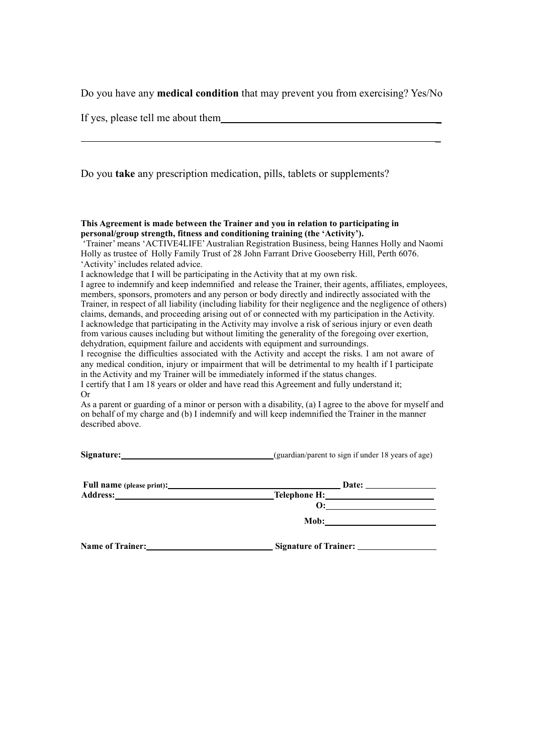Do you have any **medical condition** that may prevent you from exercising? Yes/No

If yes, please tell me about them\_\_\_\_\_\_\_\_\_\_\_\_\_\_\_\_\_\_\_\_\_\_\_\_\_\_\_\_\_\_\_\_\_\_\_\_\_\_\_\_\_\_\_\_

\_\_\_\_\_\_\_\_\_\_\_\_\_\_\_\_\_\_\_\_\_\_\_\_\_\_\_\_\_\_\_\_\_\_\_\_\_\_\_\_\_\_\_\_\_\_\_\_\_\_\_\_\_\_\_\_\_\_\_\_\_\_\_\_\_\_\_\_\_\_

Do you **take** any prescription medication, pills, tablets or supplements?

**This Agreement is made between the Trainer and you in relation to participating in personal/group strength, fitness and conditioning training (the 'Activity').**

'Trainer' means 'ACTIVE4LIFE' Australian Registration Business, being Hannes Holly and Naomi Holly as trustee of Holly Family Trust of 28 John Farrant Drive Gooseberry Hill, Perth 6076.

'Activity' includes related advice.

I acknowledge that I will be participating in the Activity that at my own risk.

I agree to indemnify and keep indemnified and release the Trainer, their agents, affiliates, employees, members, sponsors, promoters and any person or body directly and indirectly associated with the Trainer, in respect of all liability (including liability for their negligence and the negligence of others) claims, demands, and proceeding arising out of or connected with my participation in the Activity.

I acknowledge that participating in the Activity may involve a risk of serious injury or even death from various causes including but without limiting the generality of the foregoing over exertion, dehydration, equipment failure and accidents with equipment and surroundings.

I recognise the difficulties associated with the Activity and accept the risks. I am not aware of any medical condition, injury or impairment that will be detrimental to my health if I participate in the Activity and my Trainer will be immediately informed if the status changes.

I certify that I am 18 years or older and have read this Agreement and fully understand it;

Or

As a parent or guarding of a minor or person with a disability, (a) I agree to the above for myself and on behalf of my charge and (b) I indemnify and will keep indemnified the Trainer in the manner described above.

**Signature:**\_\_\_\_\_\_\_\_\_\_\_\_\_\_\_\_\_\_\_\_\_\_\_\_\_\_\_\_\_\_\_\_\_\_ (guardian/parent to sign if under 18 years of age)

**Full name** (please print):\_\_\_\_\_\_\_\_\_\_\_\_\_\_\_\_\_\_\_\_\_\_\_\_\_\_\_\_\_\_\_\_\_\_\_\_\_\_ **Date:** \_\_\_\_\_\_\_\_\_\_\_\_\_\_\_

**Address:**\_\_\_\_\_\_\_\_\_\_\_\_\_\_\_\_\_\_\_\_\_\_\_\_\_\_\_\_\_\_\_\_\_\_\_\_ **Telephone H:**\_\_\_\_\_\_\_\_\_\_\_\_\_\_\_\_\_\_\_\_\_\_\_

**O:**\_\_\_\_\_\_\_\_\_\_\_\_\_\_\_\_\_\_\_\_\_\_\_

**Mob:**\_\_\_\_\_\_\_\_\_\_\_\_\_\_\_\_\_\_\_\_\_\_\_

**Name of Trainer:**\_\_\_\_\_\_\_\_\_\_\_\_\_\_\_\_\_\_\_\_\_\_\_\_\_\_\_\_ **Signature of Trainer:** \_\_\_\_\_\_\_\_\_\_\_\_\_\_\_\_\_\_